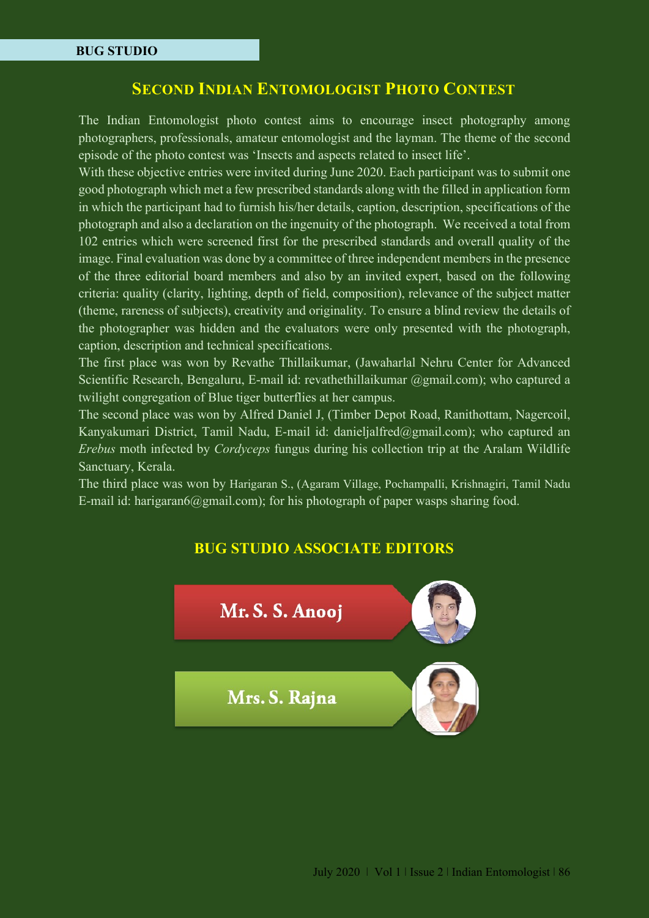**BUG STUDIO**

## SECOND INDIAN ENTOMOLOGIST PHOTO CONTEST

The Indian Entomologist photo contest aims to encourage insect photography among photographers, professionals, amateur entomologist and the layman. The theme of the second episode of the photo contest was 'Insects and aspects related to insect life'.

With these objective entries were invited during June 2020. Each participant was to submit one good photograph which met a few prescribed standards along with the filled in application form in which the participant had to furnish his/her details, caption, description, specifications of the photograph and also a declaration on the ingenuity of the photograph. We received a total from 102 entries which were screened first for the prescribed standards and overall quality of the image. Final evaluation was done by a committee of three independent members in the presence of the three editorial board members and also by an invited expert, based on the following criteria: quality (clarity, lighting, depth of field, composition), relevance of the subject matter (theme, rareness of subjects), creativity and originality. To ensure a blind review the details of the photographer was hidden and the evaluators were only presented with the photograph, caption, description and technical specifications.

The first place was won by Revathe Thillaikumar, (Jawaharlal Nehru Center for Advanced Scientific Research, Bengaluru, E-mail id: revathethillaikumar @gmail.com); who captured a twilight congregation of Blue tiger butterflies at her campus.

The second place was won by Alfred Daniel J, (Timber Depot Road, Ranithottam, Nagercoil, Kanyakumari District, Tamil Nadu, E-mail id: danieljalfred@gmail.com); who captured an *Erebus* moth infected by *Cordyceps* fungus during his collection trip at the Aralam Wildlife Sanctuary, Kerala.

The third place was won by Harigaran S., (Agaram Village, Pochampalli, Krishnagiri, Tamil Nadu E-mail id: harigaran6@gmail.com); for his photograph of paper wasps sharing food.

### BUG STUDIO ASSOCIATE EDITORS

Mr. S. S. Anooj

Mrs. S. Rajna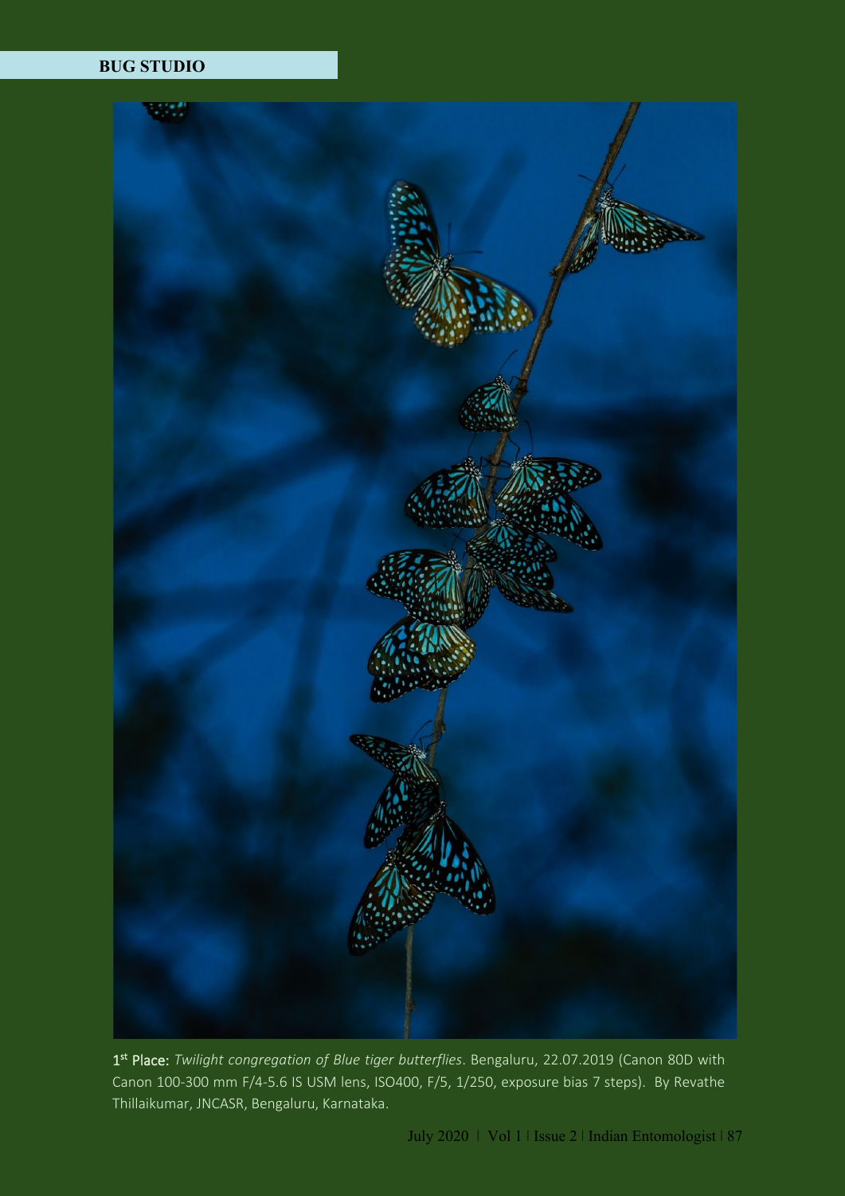## BUG STUDIO

1st Place: *Twilight congregation of Blue tiger butterflies*. Bengaluru, 22.07.2019 (Canon 80D with Canon 100-300 mm F/4-5.6 IS USM lens, ISO400, F/5, 1/250, exposure bias 7 steps). By Revathe Thillaikumar, JNCASR, Bengaluru, Karnataka.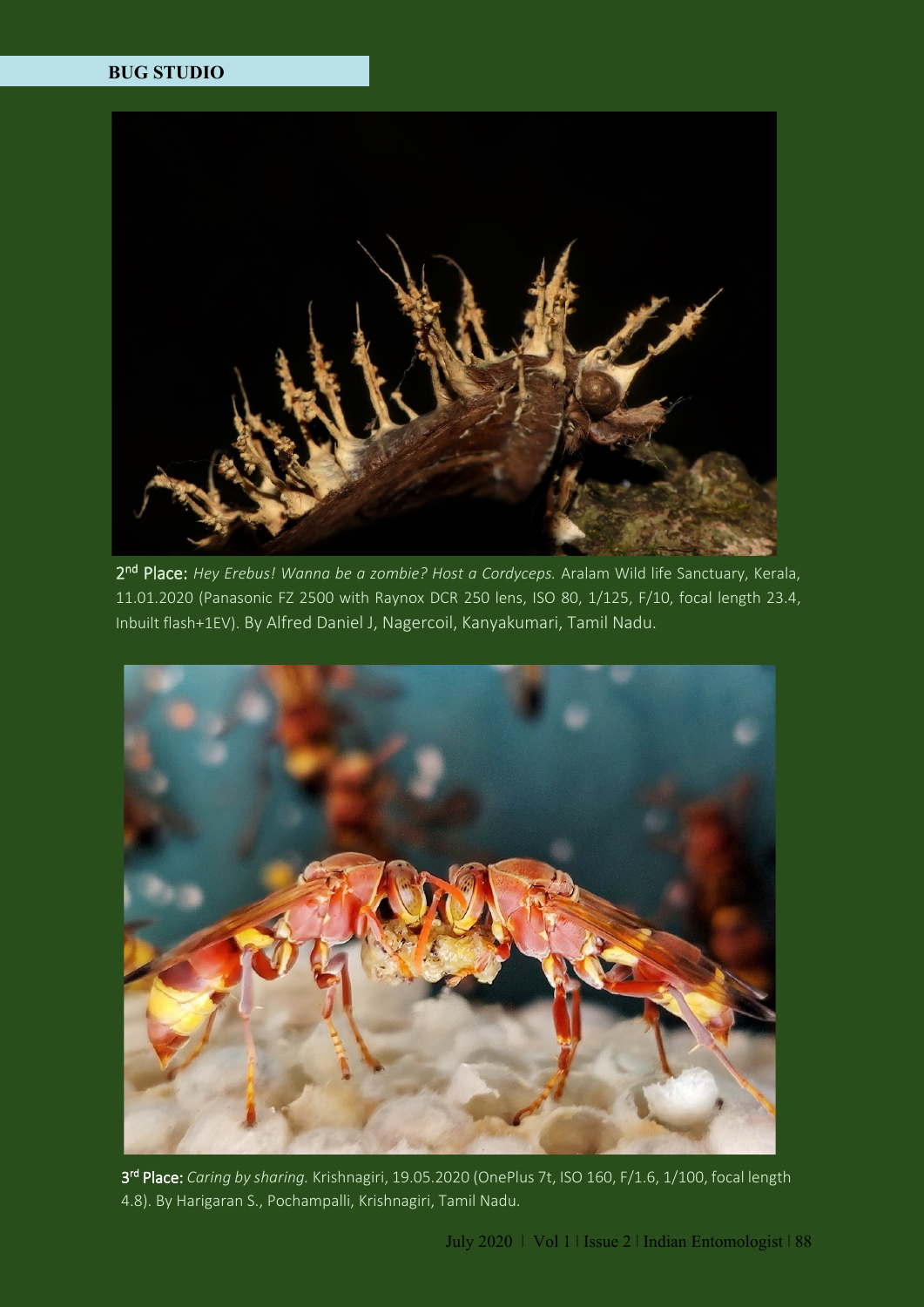BUG STUDIO

2nd Place: *Hey Erebus! Wanna be a zombie? Host a Cordyceps.* Aralam Wild life Sanctuary, Kerala, 11.01.2020 (Panasonic FZ 2500 with Raynox DCR 250 lens, ISO 80, 1/125, F/10, focal length 23.4, Inbuilt flash+1EV). By Alfred Daniel J, Nagercoil, Kanyakumari, Tamil Nadu.

3rd Place: *Caring by sharing.* Krishnagiri, 19.05.2020 (OnePlus 7t, ISO 160, F/1.6, 1/100, focal length 4.8). By Harigaran S., Pochampalli, Krishnagiri, Tamil Nadu.